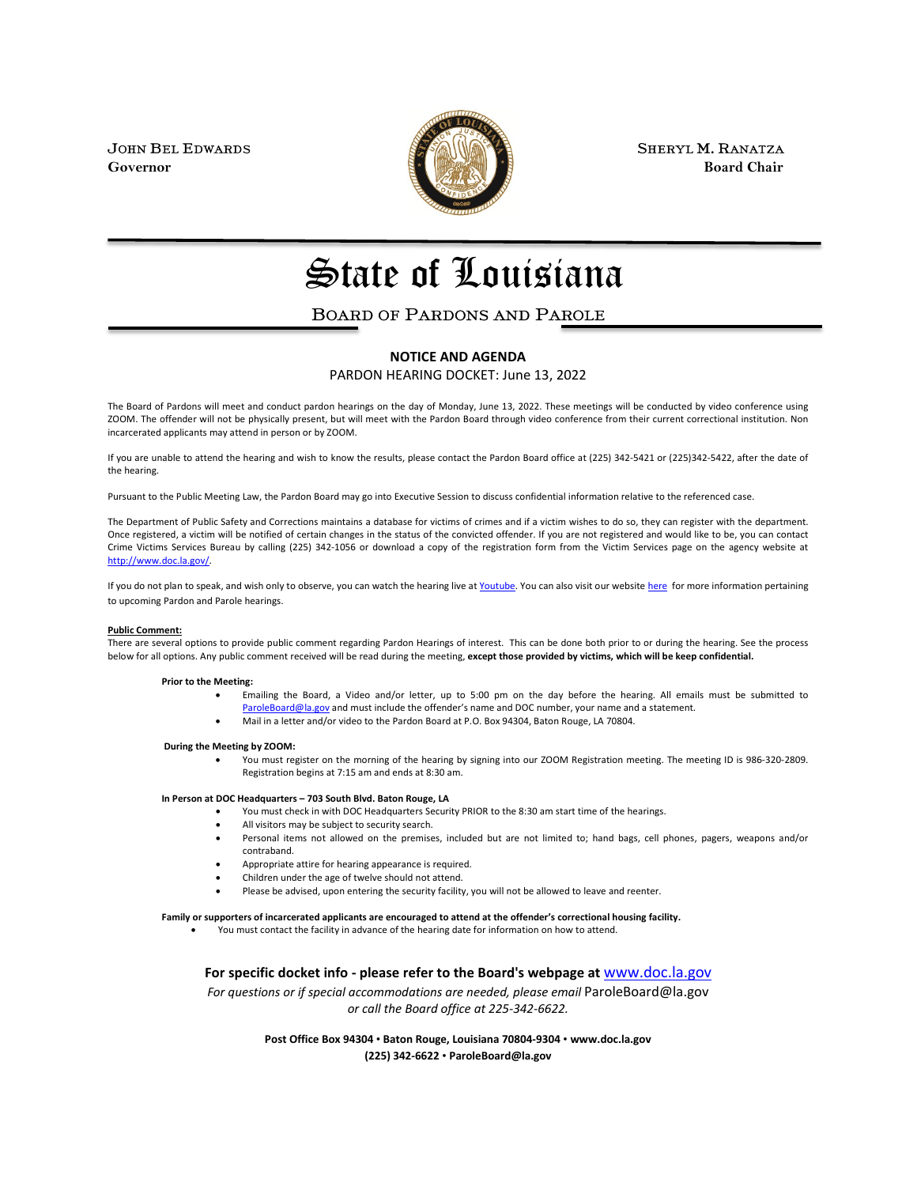JOHN BEL EDWARDS
**Governor**

SHERYL M. RANATZA
**Board Chair**

# State of Louisiana

## BOARD OF PARDONS AND PAROLE

**NOTICE AND AGENDA**

PARDON HEARING DOCKET: June 13, 2022

The Board of Pardons will meet and conduct pardon hearings on the day of Monday, June 13, 2022. These meetings will be conducted by video conference using ZOOM. The offender will not be physically present, but will meet with the Pardon Board through video conference from their current correctional institution. Non incarcerated applicants may attend in person or by ZOOM.

If you are unable to attend the hearing and wish to know the results, please contact the Pardon Board office at (225) 342-5421 or (225)342-5422, after the date of the hearing.

Pursuant to the Public Meeting Law, the Pardon Board may go into Executive Session to discuss confidential information relative to the referenced case.

The Department of Public Safety and Corrections maintains a database for victims of crimes and if a victim wishes to do so, they can register with the department. Once registered, a victim will be notified of certain changes in the status of the convicted offender. If you are not registered and would like to be, you can contact Crime Victims Services Bureau by calling (225) 342-1056 or download a copy of the registration form from the Victim Services page on the agency website at http://www.doc.la.gov/.

If you do not plan to speak, and wish only to observe, you can watch the hearing live at Youtube. You can also visit our website here for more information pertaining to upcoming Pardon and Parole hearings.

**Public Comment:**

There are several options to provide public comment regarding Pardon Hearings of interest. This can be done both prior to or during the hearing. See the process below for all options. Any public comment received will be read during the meeting, **except those provided by victims, which will be keep confidential.**

**Prior to the Meeting:**

- Emailing the Board, a Video and/or letter, up to 5:00 pm on the day before the hearing. All emails must be submitted to ParoleBoard@la.gov and must include the offender's name and DOC number, your name and a statement.
- Mail in a letter and/or video to the Pardon Board at P.O. Box 94304, Baton Rouge, LA 70804.

**During the Meeting by ZOOM:**

- You must register on the morning of the hearing by signing into our ZOOM Registration meeting. The meeting ID is 986-320-2809. Registration begins at 7:15 am and ends at 8:30 am.

**In Person at DOC Headquarters – 703 South Blvd. Baton Rouge, LA**

- You must check in with DOC Headquarters Security PRIOR to the 8:30 am start time of the hearings.
- All visitors may be subject to security search.
- Personal items not allowed on the premises, included but are not limited to; hand bags, cell phones, pagers, weapons and/or contraband.
- Appropriate attire for hearing appearance is required.
- Children under the age of twelve should not attend.
- Please be advised, upon entering the security facility, you will not be allowed to leave and reenter.

**Family or supporters of incarcerated applicants are encouraged to attend at the offender's correctional housing facility.**

- You must contact the facility in advance of the hearing date for information on how to attend.

**For specific docket info - please refer to the Board's webpage at www.doc.la.gov**

*For questions or if special accommodations are needed, please email* ParoleBoard@la.gov *or call the Board office at 225-342-6622.*

**Post Office Box 94304 • Baton Rouge, Louisiana 70804-9304 • www.doc.la.gov**
**(225) 342-6622 • ParoleBoard@la.gov**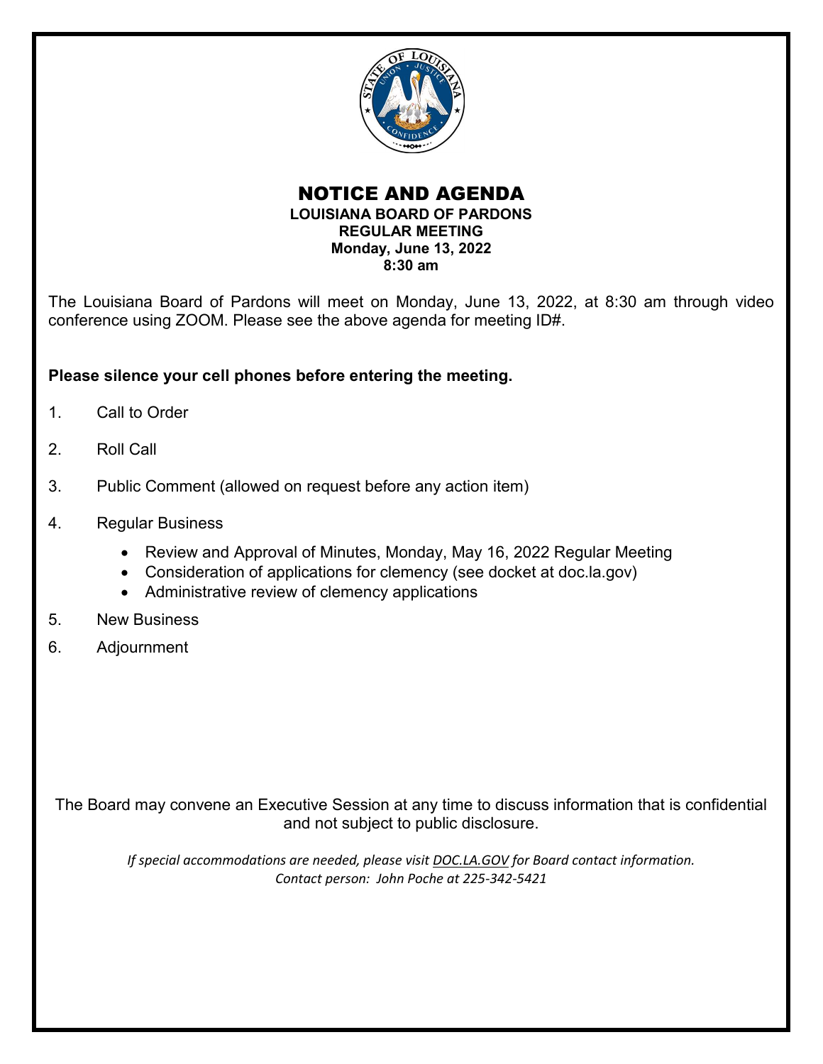# NOTICE AND AGENDA

**LOUISIANA BOARD OF PARDONS**
**REGULAR MEETING**
**Monday, June 13, 2022**
**8:30 am**

The Louisiana Board of Pardons will meet on Monday, June 13, 2022, at 8:30 am through video conference using ZOOM. Please see the above agenda for meeting ID#.

**Please silence your cell phones before entering the meeting.**

1. Call to Order
2. Roll Call
3. Public Comment (allowed on request before any action item)
4. Regular Business
    - Review and Approval of Minutes, Monday, May 16, 2022 Regular Meeting
    - Consideration of applications for clemency (see docket at doc.la.gov)
    - Administrative review of clemency applications
5. New Business
6. Adjournment

The Board may convene an Executive Session at any time to discuss information that is confidential and not subject to public disclosure.

*If special accommodations are needed, please visit DOC.LA.GOV for Board contact information.*
*Contact person: John Poche at 225-342-5421*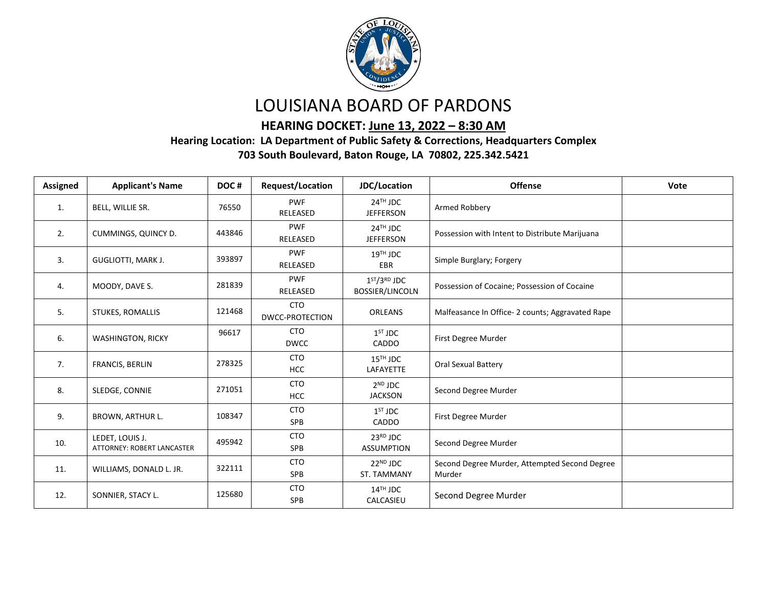# LOUISIANA BOARD OF PARDONS

## HEARING DOCKET: June 13, 2022 – 8:30 AM

### Hearing Location: LA Department of Public Safety & Corrections, Headquarters Complex

### 703 South Boulevard, Baton Rouge, LA 70802, 225.342.5421

| Assigned | Applicant's Name | DOC # | Request/Location | JDC/Location | Offense | Vote |
|---|---|---|---|---|---|---|
| 1. | BELL, WILLIE SR. | 76550 | PWF RELEASED | 24TH JDC JEFFERSON | Armed Robbery | |
| 2. | CUMMINGS, QUINCY D. | 443846 | PWF RELEASED | 24TH JDC JEFFERSON | Possession with Intent to Distribute Marijuana | |
| 3. | GUGLIOTTI, MARK J. | 393897 | PWF RELEASED | 19TH JDC EBR | Simple Burglary; Forgery | |
| 4. | MOODY, DAVE S. | 281839 | PWF RELEASED | 1ST/3RD JDC BOSSIER/LINCOLN | Possession of Cocaine; Possession of Cocaine | |
| 5. | STUKES, ROMALLIS | 121468 | CTO DWCC-PROTECTION | ORLEANS | Malfeasance In Office- 2 counts; Aggravated Rape | |
| 6. | WASHINGTON, RICKY | 96617 | CTO DWCC | 1ST JDC CADDO | First Degree Murder | |
| 7. | FRANCIS, BERLIN | 278325 | CTO HCC | 15TH JDC LAFAYETTE | Oral Sexual Battery | |
| 8. | SLEDGE, CONNIE | 271051 | CTO HCC | 2ND JDC JACKSON | Second Degree Murder | |
| 9. | BROWN, ARTHUR L. | 108347 | CTO SPB | 1ST JDC CADDO | First Degree Murder | |
| 10. | LEDET, LOUIS J. ATTORNEY: ROBERT LANCASTER | 495942 | CTO SPB | 23RD JDC ASSUMPTION | Second Degree Murder | |
| 11. | WILLIAMS, DONALD L. JR. | 322111 | CTO SPB | 22ND JDC ST. TAMMANY | Second Degree Murder, Attempted Second Degree Murder | |
| 12. | SONNIER, STACY L. | 125680 | CTO SPB | 14TH JDC CALCASIEU | Second Degree Murder | |